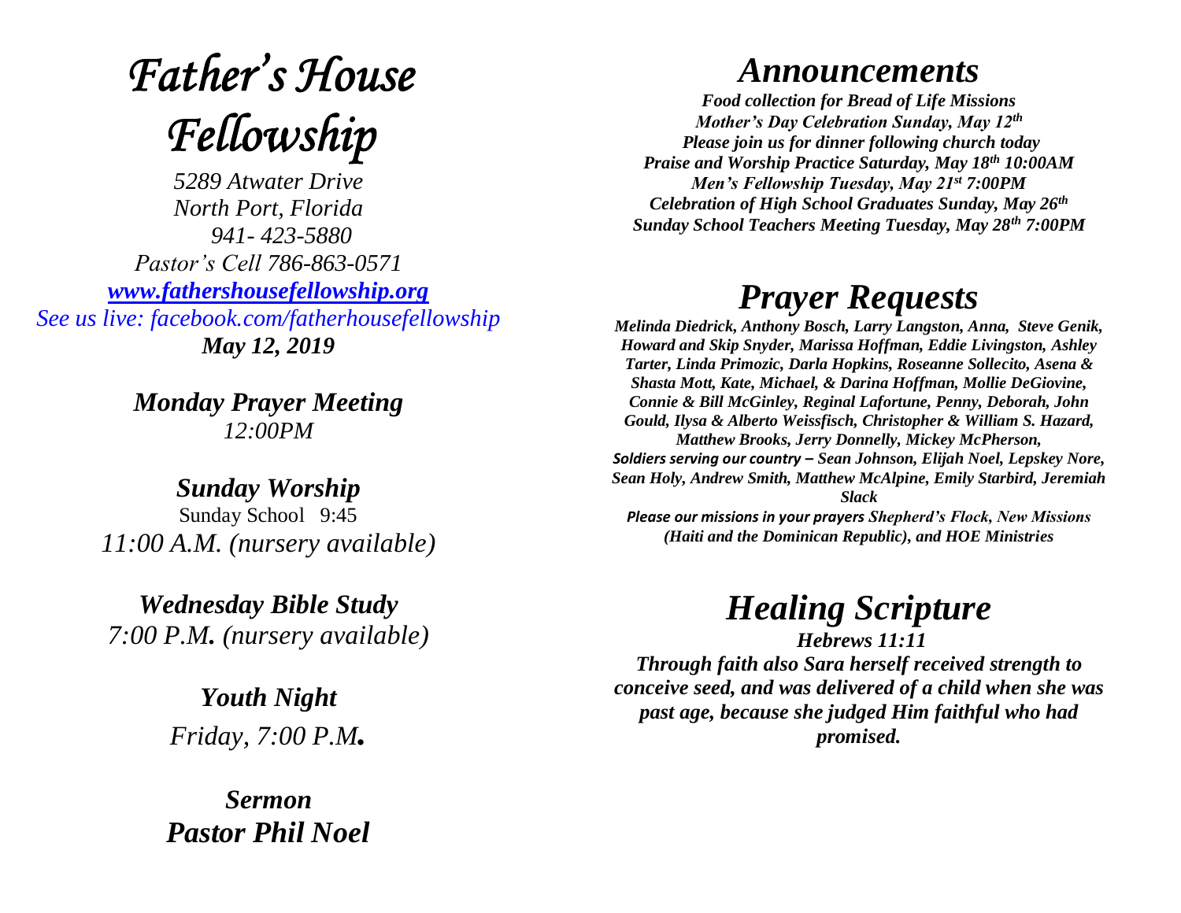# *Father's House Fellowship*

*5289 Atwater Drive*
*North Port, Florida*
*941- 423-5880*
*Pastor's Cell 786-863-0571*
*www.fathershousefellowship.org*
*See us live: facebook.com/fatherhousefellowship*
***May 12, 2019***

***Monday Prayer Meeting***
*12:00PM*

***Sunday Worship***
Sunday School 9:45
*11:00 A.M. (nursery available)*

***Wednesday Bible Study***
*7:00 P.M. (nursery available)*

***Youth Night***
*Friday, 7:00 P.M.*

***Sermon***
***Pastor Phil Noel***

# *Announcements*

***Food collection for Bread of Life Missions***
***Mother's Day Celebration Sunday, May 12th***
***Please join us for dinner following church today***
***Praise and Worship Practice Saturday, May 18th 10:00AM***
***Men's Fellowship Tuesday, May 21st 7:00PM***
***Celebration of High School Graduates Sunday, May 26th***
***Sunday School Teachers Meeting Tuesday, May 28th 7:00PM***

# *Prayer Requests*

***Melinda Diedrick, Anthony Bosch, Larry Langston, Anna, Steve Genik, Howard and Skip Snyder, Marissa Hoffman, Eddie Livingston, Ashley Tarter, Linda Primozic, Darla Hopkins, Roseanne Sollecito, Asena & Shasta Mott, Kate, Michael, & Darina Hoffman, Mollie DeGiovine, Connie & Bill McGinley, Reginal Lafortune, Penny, Deborah, John Gould, Ilysa & Alberto Weissfisch, Christopher & William S. Hazard, Matthew Brooks, Jerry Donnelly, Mickey McPherson,***
***Soldiers serving our country – Sean Johnson, Elijah Noel, Lepskey Nore, Sean Holy, Andrew Smith, Matthew McAlpine, Emily Starbird, Jeremiah Slack***
***Please our missions in your prayers Shepherd's Flock, New Missions (Haiti and the Dominican Republic), and HOE Ministries***

# *Healing Scripture*

***Hebrews 11:11***
***Through faith also Sara herself received strength to conceive seed, and was delivered of a child when she was past age, because she judged Him faithful who had promised.***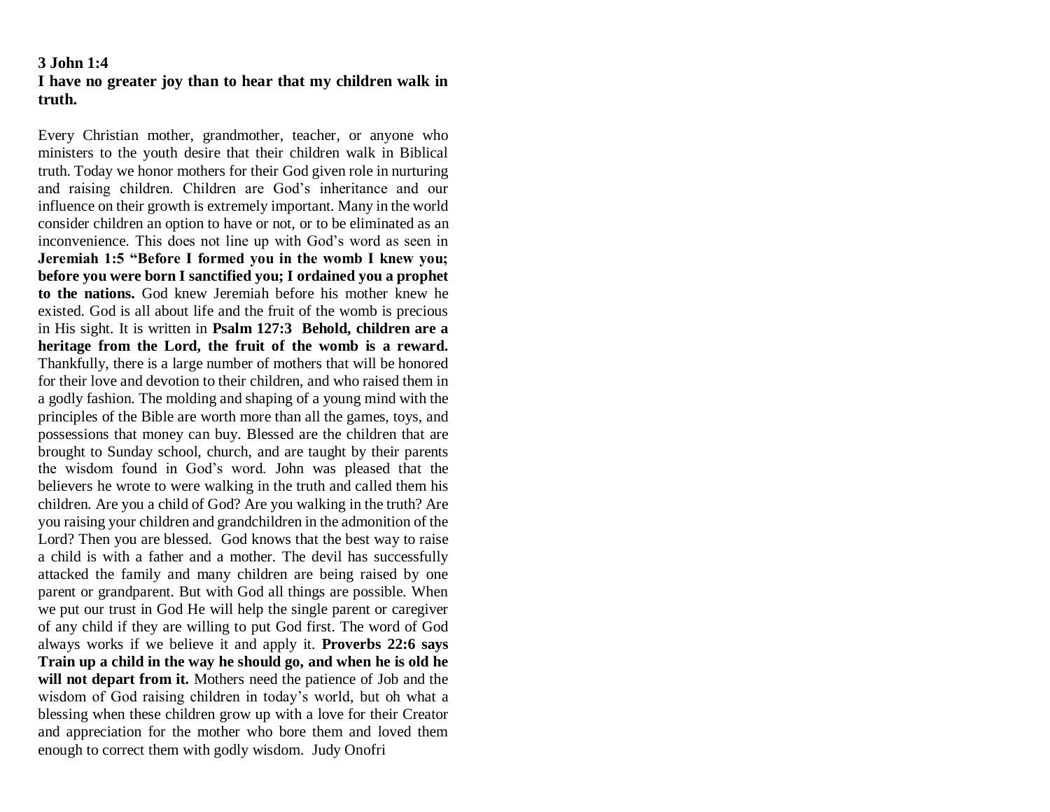**3 John 1:4**
**I have no greater joy than to hear that my children walk in truth.**

Every Christian mother, grandmother, teacher, or anyone who ministers to the youth desire that their children walk in Biblical truth. Today we honor mothers for their God given role in nurturing and raising children. Children are God's inheritance and our influence on their growth is extremely important. Many in the world consider children an option to have or not, or to be eliminated as an inconvenience. This does not line up with God's word as seen in **Jeremiah 1:5 "Before I formed you in the womb I knew you; before you were born I sanctified you; I ordained you a prophet to the nations.** God knew Jeremiah before his mother knew he existed. God is all about life and the fruit of the womb is precious in His sight. It is written in **Psalm 127:3 Behold, children are a heritage from the Lord, the fruit of the womb is a reward.** Thankfully, there is a large number of mothers that will be honored for their love and devotion to their children, and who raised them in a godly fashion. The molding and shaping of a young mind with the principles of the Bible are worth more than all the games, toys, and possessions that money can buy. Blessed are the children that are brought to Sunday school, church, and are taught by their parents the wisdom found in God's word. John was pleased that the believers he wrote to were walking in the truth and called them his children. Are you a child of God? Are you walking in the truth? Are you raising your children and grandchildren in the admonition of the Lord? Then you are blessed. God knows that the best way to raise a child is with a father and a mother. The devil has successfully attacked the family and many children are being raised by one parent or grandparent. But with God all things are possible. When we put our trust in God He will help the single parent or caregiver of any child if they are willing to put God first. The word of God always works if we believe it and apply it. **Proverbs 22:6 says Train up a child in the way he should go, and when he is old he will not depart from it.** Mothers need the patience of Job and the wisdom of God raising children in today's world, but oh what a blessing when these children grow up with a love for their Creator and appreciation for the mother who bore them and loved them enough to correct them with godly wisdom. Judy Onofri